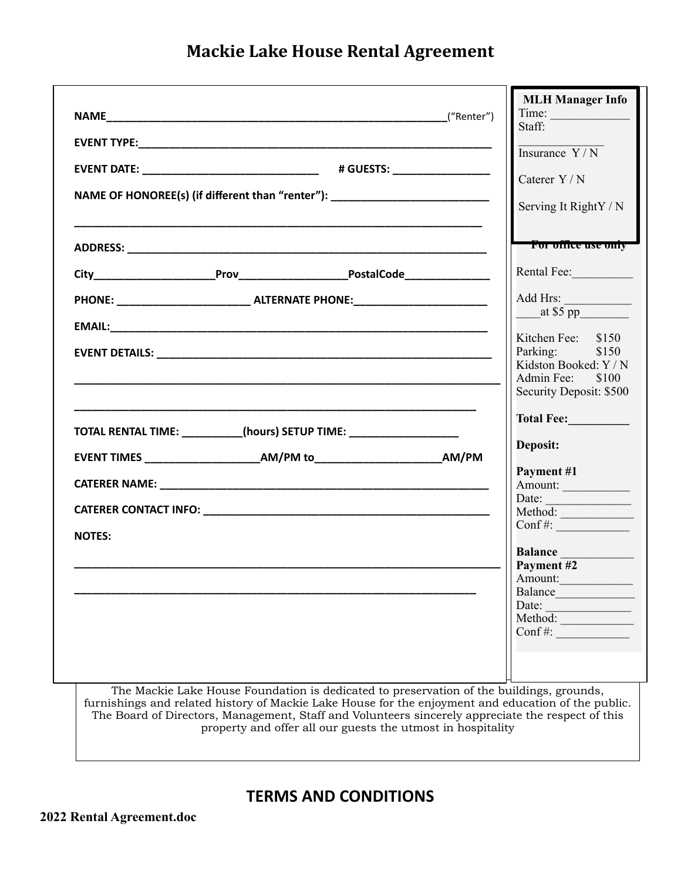# Mackie Lake House Rental Agreement

NAME___________________________________________________________("Renter")

EVENT TYPE:_______________________________________________________________

EVENT DATE: ______________________________ # GUESTS: ________________

NAME OF HONOREE(s) (if different than "renter"): ___________________________

______________________________________________________________________

ADDRESS: ______________________________________________________________

City____________________Prov__________________PostalCode______________

PHONE: ______________________ ALTERNATE PHONE:______________________

EMAIL:__________________________________________________________________

EVENT DETAILS: _________________________________________________________

__________________________________________________________________________

______________________________________________________________________

TOTAL RENTAL TIME: __________(hours) SETUP TIME: __________________

EVENT TIMES ____________________AM/PM to_____________________AM/PM

CATERER NAME: __________________________________________________________

CATERER CONTACT INFO: ___________________________________________________

NOTES:

__________________________________________________________________________

______________________________________________________________________

**MLH Manager Info**

Time: _____________

Staff: _____________

Insurance Y / N

Caterer Y / N

Serving It RightY / N

**For office use only**

Rental Fee:__________

Add Hrs: ___________
____at $5 pp________

Kitchen Fee: $150
Parking: $150
Kidston Booked: Y / N
Admin Fee: $100
Security Deposit: $500

**Total Fee:__________**

**Deposit:**

**Payment #1**
Amount: ___________
Date: ______________
Method: ____________
Conf #: ____________

**Balance** ____________

**Payment #2**
Amount:____________
Balance_____________
Date: ______________
Method: ____________
Conf #: ____________

The Mackie Lake House Foundation is dedicated to preservation of the buildings, grounds, furnishings and related history of Mackie Lake House for the enjoyment and education of the public. The Board of Directors, Management, Staff and Volunteers sincerely appreciate the respect of this property and offer all our guests the utmost in hospitality

## TERMS AND CONDITIONS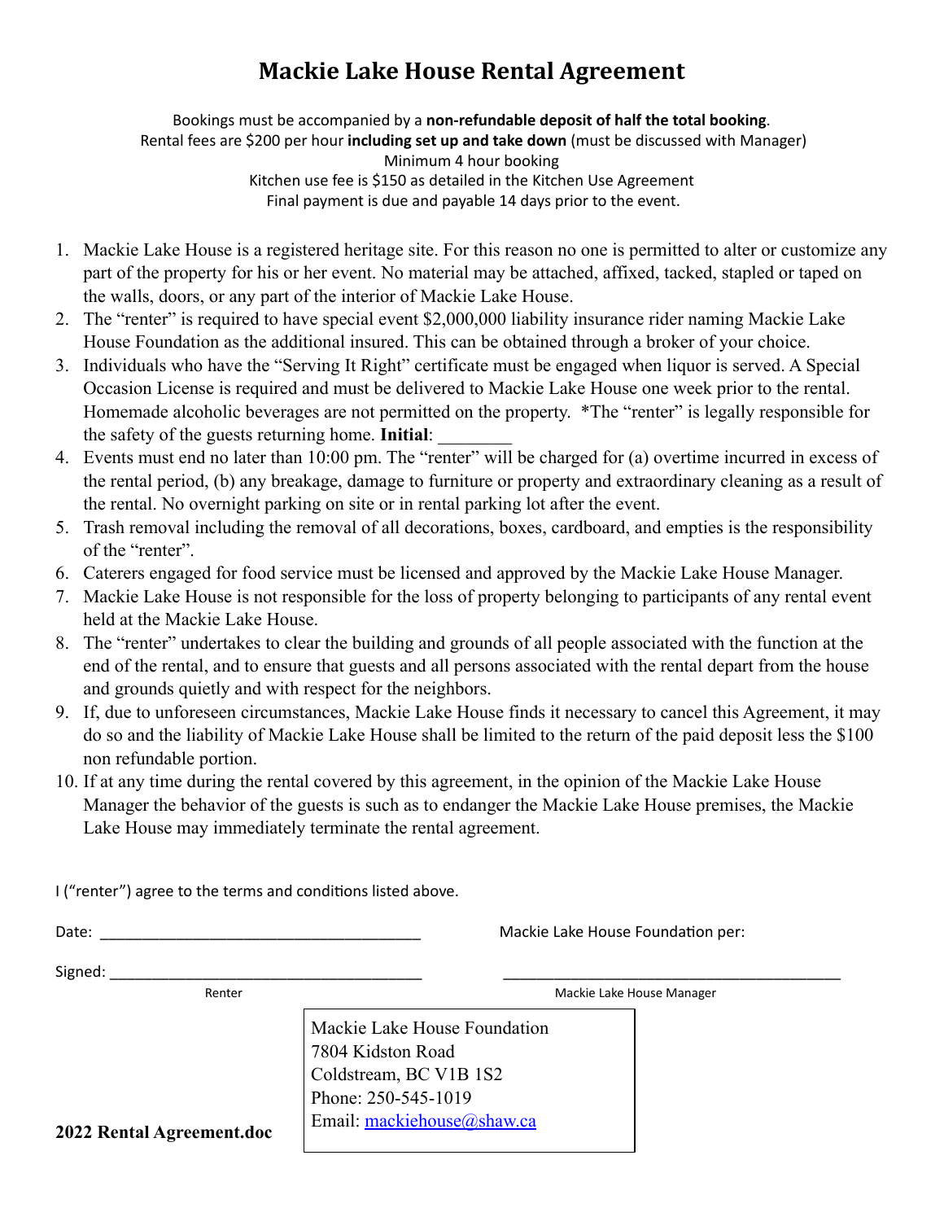# Mackie Lake House Rental Agreement

Bookings must be accompanied by a **non-refundable deposit of half the total booking**.
Rental fees are $200 per hour **including set up and take down** (must be discussed with Manager)
Minimum 4 hour booking
Kitchen use fee is $150 as detailed in the Kitchen Use Agreement
Final payment is due and payable 14 days prior to the event.

1. Mackie Lake House is a registered heritage site. For this reason no one is permitted to alter or customize any part of the property for his or her event. No material may be attached, affixed, tacked, stapled or taped on the walls, doors, or any part of the interior of Mackie Lake House.
2. The "renter" is required to have special event $2,000,000 liability insurance rider naming Mackie Lake House Foundation as the additional insured. This can be obtained through a broker of your choice.
3. Individuals who have the "Serving It Right" certificate must be engaged when liquor is served. A Special Occasion License is required and must be delivered to Mackie Lake House one week prior to the rental. Homemade alcoholic beverages are not permitted on the property. *The "renter" is legally responsible for the safety of the guests returning home. **Initial**: ________
4. Events must end no later than 10:00 pm. The "renter" will be charged for (a) overtime incurred in excess of the rental period, (b) any breakage, damage to furniture or property and extraordinary cleaning as a result of the rental. No overnight parking on site or in rental parking lot after the event.
5. Trash removal including the removal of all decorations, boxes, cardboard, and empties is the responsibility of the "renter".
6. Caterers engaged for food service must be licensed and approved by the Mackie Lake House Manager.
7. Mackie Lake House is not responsible for the loss of property belonging to participants of any rental event held at the Mackie Lake House.
8. The "renter" undertakes to clear the building and grounds of all people associated with the function at the end of the rental, and to ensure that guests and all persons associated with the rental depart from the house and grounds quietly and with respect for the neighbors.
9. If, due to unforeseen circumstances, Mackie Lake House finds it necessary to cancel this Agreement, it may do so and the liability of Mackie Lake House shall be limited to the return of the paid deposit less the $100 non refundable portion.
10. If at any time during the rental covered by this agreement, in the opinion of the Mackie Lake House Manager the behavior of the guests is such as to endanger the Mackie Lake House premises, the Mackie Lake House may immediately terminate the rental agreement.

I ("renter") agree to the terms and conditions listed above.

Date: ______________________________________ Mackie Lake House Foundation per:

Signed: ______________________________________ ______________________________________

Renter Mackie Lake House Manager

Mackie Lake House Foundation
7804 Kidston Road
Coldstream, BC V1B 1S2
Phone: 250-545-1019
Email: mackiehouse@shaw.ca

**2022 Rental Agreement.doc**